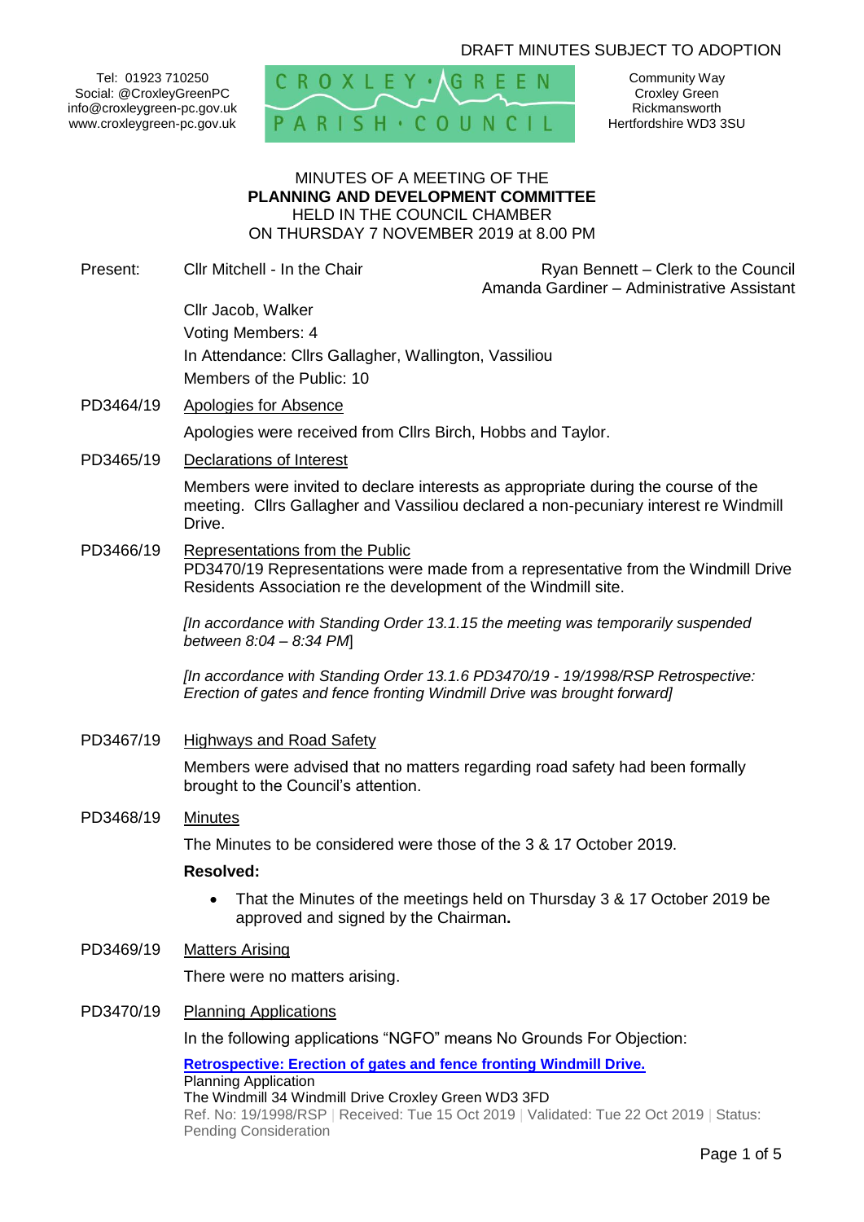DRAFT MINUTES SUBJECT TO ADOPTION

Tel: 01923 710250
Social: @CroxleyGreenPC
info@croxleygreen-pc.gov.uk
www.croxleygreen-pc.gov.uk

CROXLEY · GREEN PARISH · COUNCIL

Community Way
Croxley Green
Rickmansworth
Hertfordshire WD3 3SU

MINUTES OF A MEETING OF THE
**PLANNING AND DEVELOPMENT COMMITTEE**
HELD IN THE COUNCIL CHAMBER
ON THURSDAY 7 NOVEMBER 2019 at 8.00 PM

Present: Cllr Mitchell - In the Chair

Ryan Bennett – Clerk to the Council
Amanda Gardiner – Administrative Assistant

Cllr Jacob, Walker
Voting Members: 4
In Attendance: Cllrs Gallagher, Wallington, Vassiliou
Members of the Public: 10

PD3464/19 Apologies for Absence

Apologies were received from Cllrs Birch, Hobbs and Taylor.

PD3465/19 Declarations of Interest

Members were invited to declare interests as appropriate during the course of the meeting. Cllrs Gallagher and Vassiliou declared a non-pecuniary interest re Windmill Drive.

PD3466/19 Representations from the Public

PD3470/19 Representations were made from a representative from the Windmill Drive Residents Association re the development of the Windmill site.

*[In accordance with Standing Order 13.1.15 the meeting was temporarily suspended between 8:04 – 8:34 PM]*

*[In accordance with Standing Order 13.1.6 PD3470/19 - 19/1998/RSP Retrospective: Erection of gates and fence fronting Windmill Drive was brought forward]*

PD3467/19 Highways and Road Safety

Members were advised that no matters regarding road safety had been formally brought to the Council's attention.

PD3468/19 Minutes

The Minutes to be considered were those of the 3 & 17 October 2019.

**Resolved:**

- That the Minutes of the meetings held on Thursday 3 & 17 October 2019 be approved and signed by the Chairman**.**

PD3469/19 Matters Arising

There were no matters arising.

PD3470/19 Planning Applications

In the following applications "NGFO" means No Grounds For Objection:

**Retrospective: Erection of gates and fence fronting Windmill Drive.**
Planning Application
The Windmill 34 Windmill Drive Croxley Green WD3 3FD
Ref. No: 19/1998/RSP | Received: Tue 15 Oct 2019 | Validated: Tue 22 Oct 2019 | Status: Pending Consideration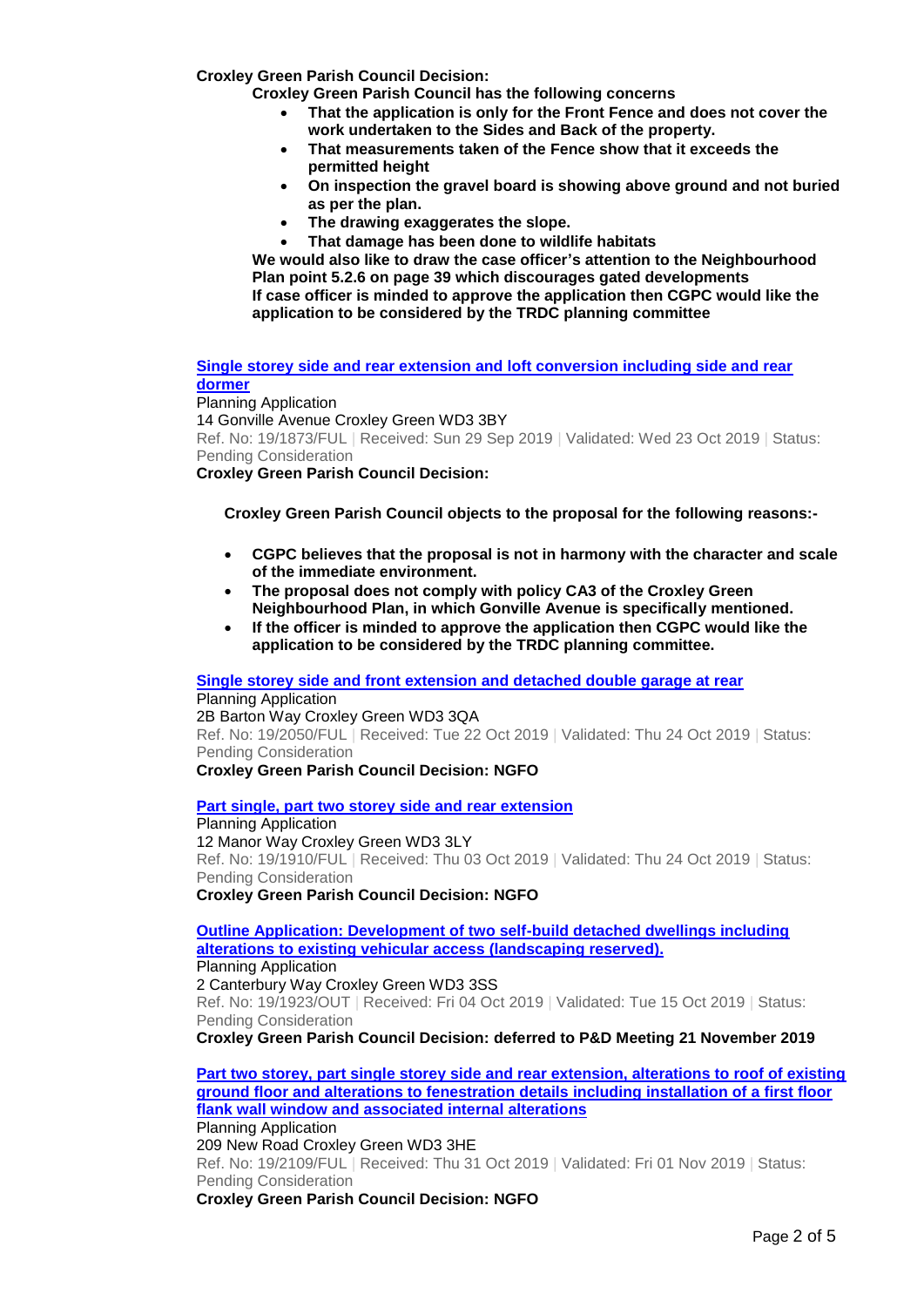**Croxley Green Parish Council Decision:**

**Croxley Green Parish Council has the following concerns**

- **That the application is only for the Front Fence and does not cover the work undertaken to the Sides and Back of the property.**
- **That measurements taken of the Fence show that it exceeds the permitted height**
- **On inspection the gravel board is showing above ground and not buried as per the plan.**
- **The drawing exaggerates the slope.**
- **That damage has been done to wildlife habitats**

**We would also like to draw the case officer's attention to the Neighbourhood Plan point 5.2.6 on page 39 which discourages gated developments**
**If case officer is minded to approve the application then CGPC would like the application to be considered by the TRDC planning committee**

**Single storey side and rear extension and loft conversion including side and rear dormer**

Planning Application
14 Gonville Avenue Croxley Green WD3 3BY
Ref. No: 19/1873/FUL | Received: Sun 29 Sep 2019 | Validated: Wed 23 Oct 2019 | Status: Pending Consideration

**Croxley Green Parish Council Decision:**

**Croxley Green Parish Council objects to the proposal for the following reasons:-**

- **CGPC believes that the proposal is not in harmony with the character and scale of the immediate environment.**
- **The proposal does not comply with policy CA3 of the Croxley Green Neighbourhood Plan, in which Gonville Avenue is specifically mentioned.**
- **If the officer is minded to approve the application then CGPC would like the application to be considered by the TRDC planning committee.**

**Single storey side and front extension and detached double garage at rear**

Planning Application
2B Barton Way Croxley Green WD3 3QA
Ref. No: 19/2050/FUL | Received: Tue 22 Oct 2019 | Validated: Thu 24 Oct 2019 | Status: Pending Consideration

**Croxley Green Parish Council Decision: NGFO**

**Part single, part two storey side and rear extension**

Planning Application
12 Manor Way Croxley Green WD3 3LY
Ref. No: 19/1910/FUL | Received: Thu 03 Oct 2019 | Validated: Thu 24 Oct 2019 | Status: Pending Consideration

**Croxley Green Parish Council Decision: NGFO**

**Outline Application: Development of two self-build detached dwellings including alterations to existing vehicular access (landscaping reserved).**

Planning Application
2 Canterbury Way Croxley Green WD3 3SS
Ref. No: 19/1923/OUT | Received: Fri 04 Oct 2019 | Validated: Tue 15 Oct 2019 | Status: Pending Consideration

**Croxley Green Parish Council Decision: deferred to P&D Meeting 21 November 2019**

**Part two storey, part single storey side and rear extension, alterations to roof of existing ground floor and alterations to fenestration details including installation of a first floor flank wall window and associated internal alterations**

Planning Application
209 New Road Croxley Green WD3 3HE
Ref. No: 19/2109/FUL | Received: Thu 31 Oct 2019 | Validated: Fri 01 Nov 2019 | Status: Pending Consideration

**Croxley Green Parish Council Decision: NGFO**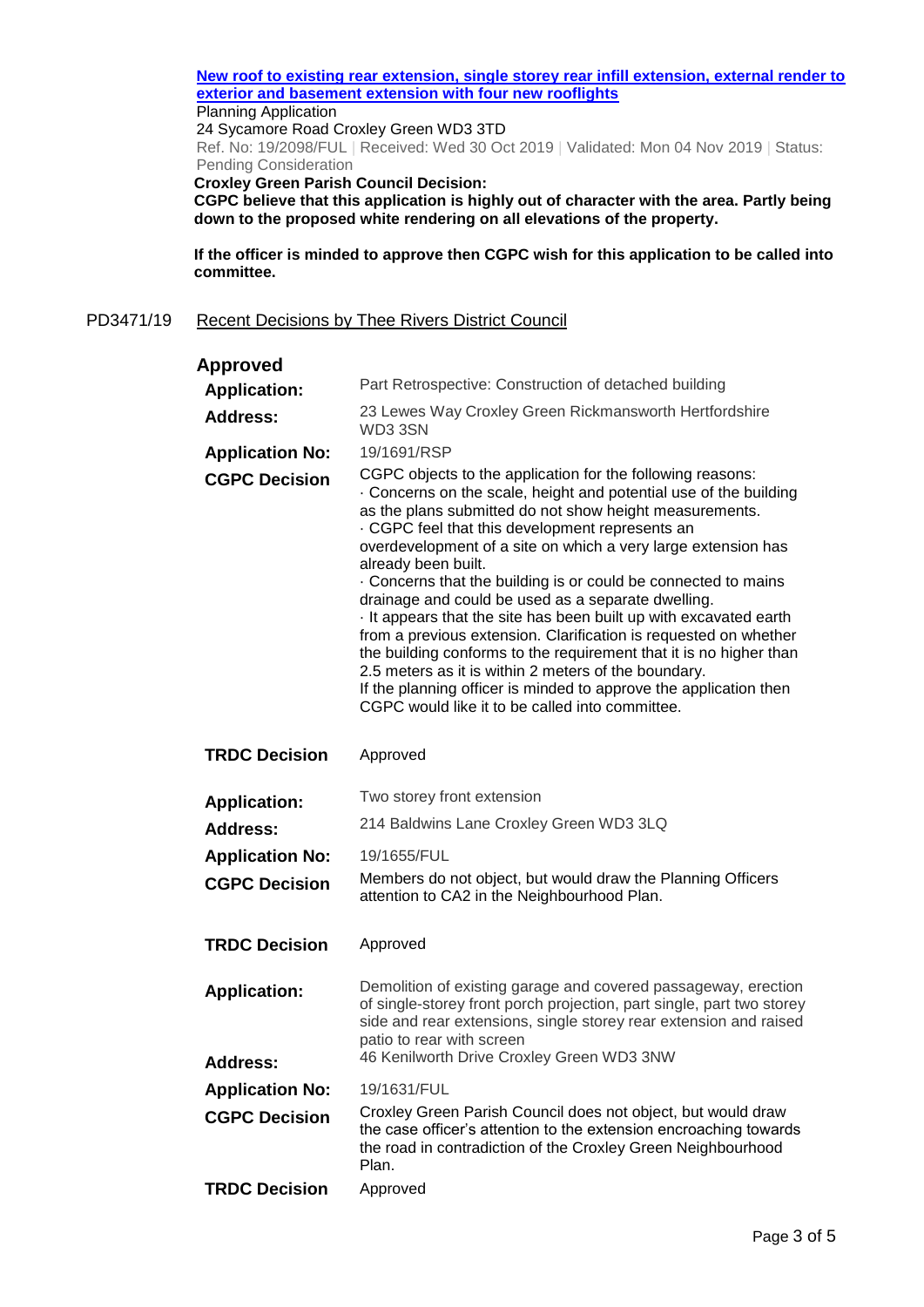[**New roof to existing rear extension, single storey rear infill extension, external render to exterior and basement extension with four new rooflights**]

Planning Application

24 Sycamore Road Croxley Green WD3 3TD

Ref. No: 19/2098/FUL | Received: Wed 30 Oct 2019 | Validated: Mon 04 Nov 2019 | Status: Pending Consideration

**Croxley Green Parish Council Decision:**

**CGPC believe that this application is highly out of character with the area. Partly being down to the proposed white rendering on all elevations of the property.**

**If the officer is minded to approve then CGPC wish for this application to be called into committee.**

PD3471/19 Recent Decisions by Thee Rivers District Council

## Approved

| | |
|---|---|
| **Application:** | Part Retrospective: Construction of detached building |
| **Address:** | 23 Lewes Way Croxley Green Rickmansworth Hertfordshire WD3 3SN |
| **Application No:** | 19/1691/RSP |
| **CGPC Decision** | CGPC objects to the application for the following reasons:<br>· Concerns on the scale, height and potential use of the building as the plans submitted do not show height measurements.<br>· CGPC feel that this development represents an overdevelopment of a site on which a very large extension has already been built.<br>· Concerns that the building is or could be connected to mains drainage and could be used as a separate dwelling.<br>· It appears that the site has been built up with excavated earth from a previous extension. Clarification is requested on whether the building conforms to the requirement that it is no higher than 2.5 meters as it is within 2 meters of the boundary.<br>If the planning officer is minded to approve the application then CGPC would like it to be called into committee. |
| **TRDC Decision** | Approved |
| **Application:** | Two storey front extension |
| **Address:** | 214 Baldwins Lane Croxley Green WD3 3LQ |
| **Application No:** | 19/1655/FUL |
| **CGPC Decision** | Members do not object, but would draw the Planning Officers attention to CA2 in the Neighbourhood Plan. |
| **TRDC Decision** | Approved |
| **Application:** | Demolition of existing garage and covered passageway, erection of single-storey front porch projection, part single, part two storey side and rear extensions, single storey rear extension and raised patio to rear with screen |
| **Address:** | 46 Kenilworth Drive Croxley Green WD3 3NW |
| **Application No:** | 19/1631/FUL |
| **CGPC Decision** | Croxley Green Parish Council does not object, but would draw the case officer's attention to the extension encroaching towards the road in contradiction of the Croxley Green Neighbourhood Plan. |
| **TRDC Decision** | Approved |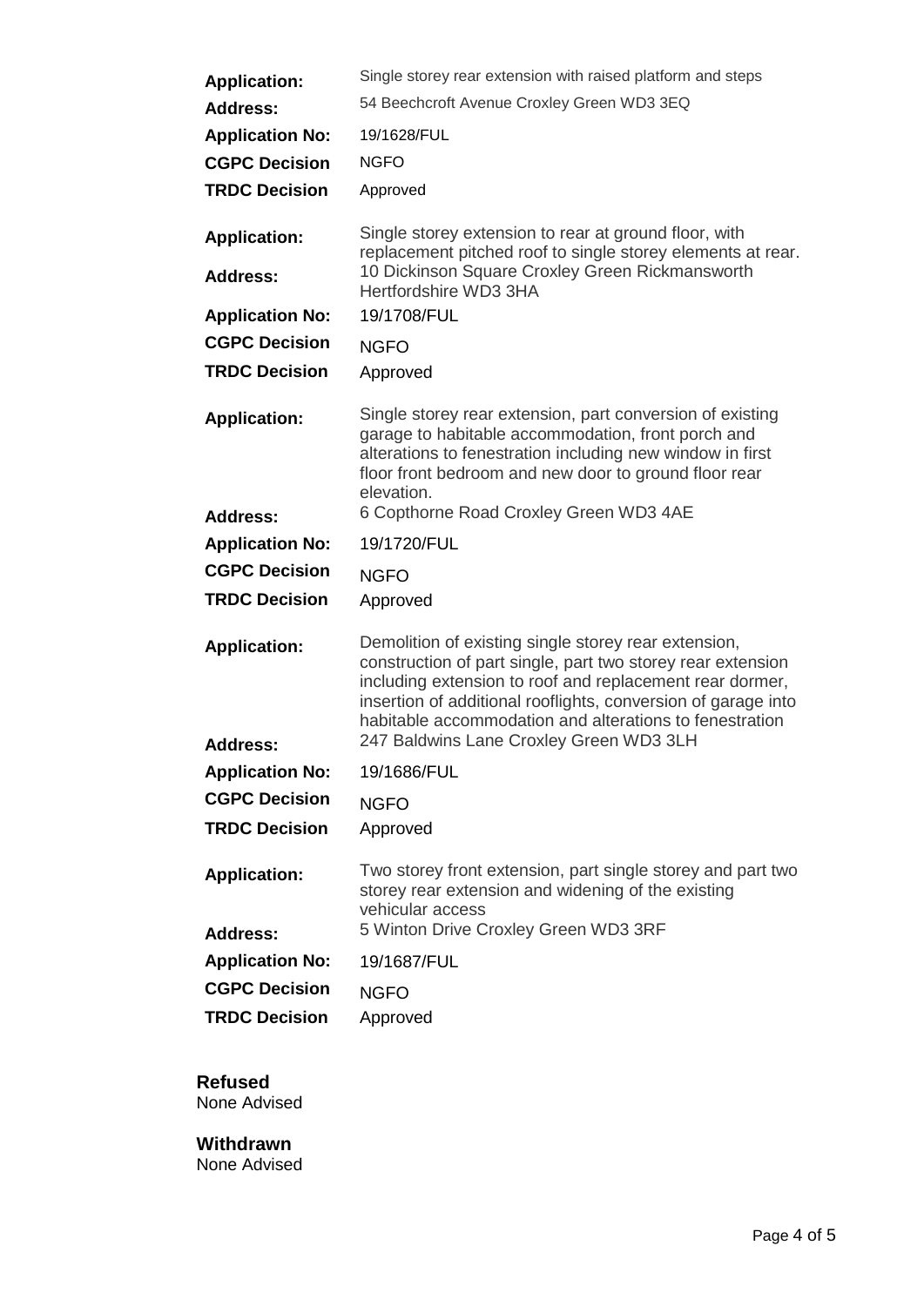| | |
|---|---|
| **Application:** | Single storey rear extension with raised platform and steps |
| **Address:** | 54 Beechcroft Avenue Croxley Green WD3 3EQ |
| **Application No:** | 19/1628/FUL |
| **CGPC Decision** | NGFO |
| **TRDC Decision** | Approved |

| | |
|---|---|
| **Application:** | Single storey extension to rear at ground floor, with replacement pitched roof to single storey elements at rear. |
| **Address:** | 10 Dickinson Square Croxley Green Rickmansworth Hertfordshire WD3 3HA |
| **Application No:** | 19/1708/FUL |
| **CGPC Decision** | NGFO |
| **TRDC Decision** | Approved |

| | |
|---|---|
| **Application:** | Single storey rear extension, part conversion of existing garage to habitable accommodation, front porch and alterations to fenestration including new window in first floor front bedroom and new door to ground floor rear elevation. |
| **Address:** | 6 Copthorne Road Croxley Green WD3 4AE |
| **Application No:** | 19/1720/FUL |
| **CGPC Decision** | NGFO |
| **TRDC Decision** | Approved |

| | |
|---|---|
| **Application:** | Demolition of existing single storey rear extension, construction of part single, part two storey rear extension including extension to roof and replacement rear dormer, insertion of additional rooflights, conversion of garage into habitable accommodation and alterations to fenestration |
| **Address:** | 247 Baldwins Lane Croxley Green WD3 3LH |
| **Application No:** | 19/1686/FUL |
| **CGPC Decision** | NGFO |
| **TRDC Decision** | Approved |

| | |
|---|---|
| **Application:** | Two storey front extension, part single storey and part two storey rear extension and widening of the existing vehicular access |
| **Address:** | 5 Winton Drive Croxley Green WD3 3RF |
| **Application No:** | 19/1687/FUL |
| **CGPC Decision** | NGFO |
| **TRDC Decision** | Approved |

**Refused**
None Advised

**Withdrawn**
None Advised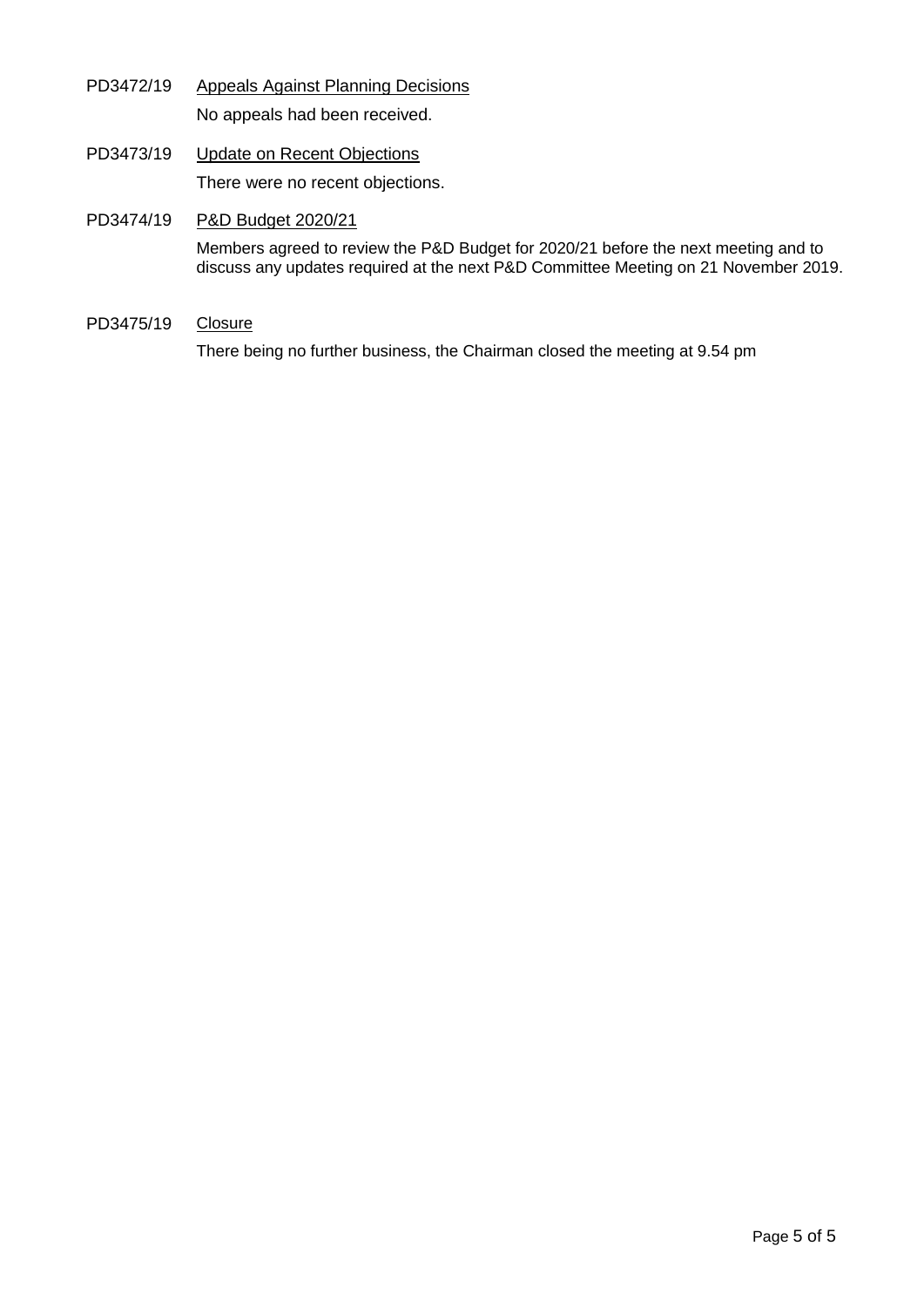PD3472/19 Appeals Against Planning Decisions

No appeals had been received.

PD3473/19 Update on Recent Objections

There were no recent objections.

PD3474/19 P&D Budget 2020/21

Members agreed to review the P&D Budget for 2020/21 before the next meeting and to discuss any updates required at the next P&D Committee Meeting on 21 November 2019.

PD3475/19 Closure

There being no further business, the Chairman closed the meeting at 9.54 pm